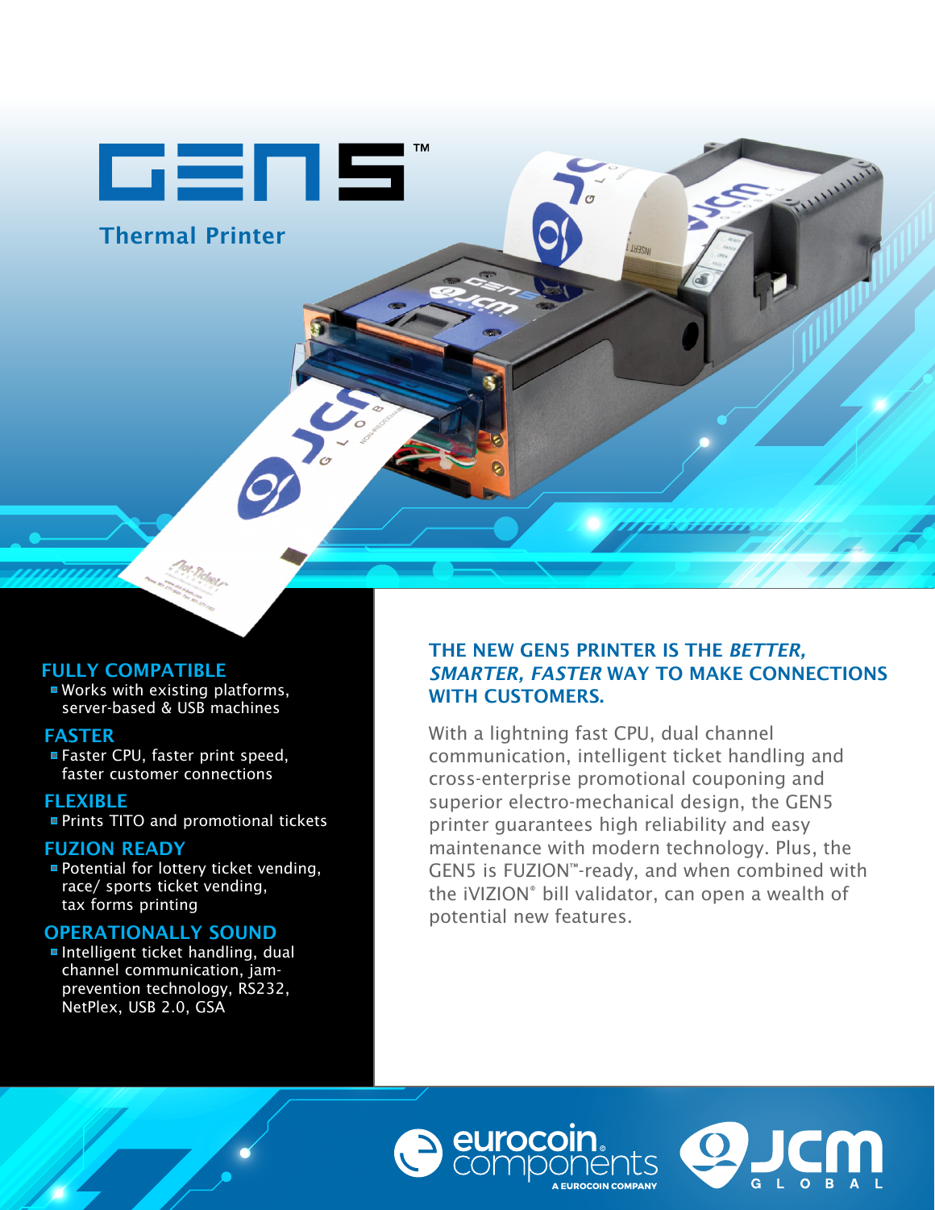# GEN5™

## Thermal Printer

### FULLY COMPATIBLE

- Works with existing platforms, server-based & USB machines

### FASTER

- Faster CPU, faster print speed, faster customer connections

### FLEXIBLE

- Prints TITO and promotional tickets

### FUZION READY

- Potential for lottery ticket vending, race/ sports ticket vending, tax forms printing

### OPERATIONALLY SOUND

- Intelligent ticket handling, dual channel communication, jam-prevention technology, RS232, NetPlex, USB 2.0, GSA

## THE NEW GEN5 PRINTER IS THE *BETTER, SMARTER, FASTER* WAY TO MAKE CONNECTIONS WITH CUSTOMERS.

With a lightning fast CPU, dual channel communication, intelligent ticket handling and cross-enterprise promotional couponing and superior electro-mechanical design, the GEN5 printer guarantees high reliability and easy maintenance with modern technology. Plus, the GEN5 is FUZION™-ready, and when combined with the iVIZION® bill validator, can open a wealth of potential new features.

eurocoin components — A EUROCOIN COMPANY

JCM GLOBAL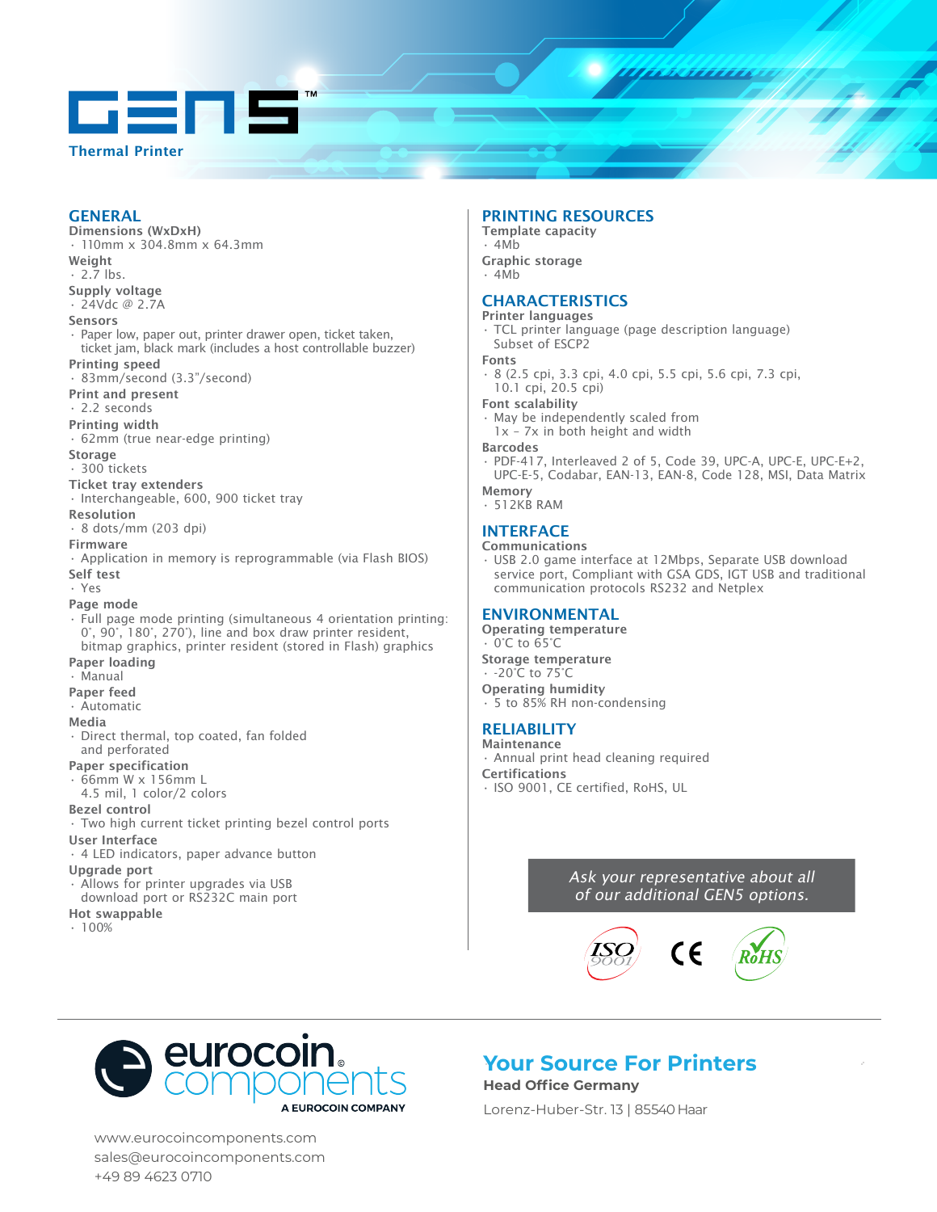# GEN5™

Thermal Printer

## GENERAL

**Dimensions (WxDxH)**
- 110mm x 304.8mm x 64.3mm

**Weight**
- 2.7 lbs.

**Supply voltage**
- 24Vdc @ 2.7A

**Sensors**
- Paper low, paper out, printer drawer open, ticket taken, ticket jam, black mark (includes a host controllable buzzer)

**Printing speed**
- 83mm/second (3.3"/second)

**Print and present**
- 2.2 seconds

**Printing width**
- 62mm (true near-edge printing)

**Storage**
- 300 tickets

**Ticket tray extenders**
- Interchangeable, 600, 900 ticket tray

**Resolution**
- 8 dots/mm (203 dpi)

**Firmware**
- Application in memory is reprogrammable (via Flash BIOS)

**Self test**
- Yes

**Page mode**
- Full page mode printing (simultaneous 4 orientation printing: 0˚, 90˚, 180˚, 270˚), line and box draw printer resident, bitmap graphics, printer resident (stored in Flash) graphics

**Paper loading**
- Manual

**Paper feed**
- Automatic

**Media**
- Direct thermal, top coated, fan folded and perforated

**Paper specification**
- 66mm W x 156mm L
  4.5 mil, 1 color/2 colors

**Bezel control**
- Two high current ticket printing bezel control ports

**User Interface**
- 4 LED indicators, paper advance button

**Upgrade port**
- Allows for printer upgrades via USB download port or RS232C main port

**Hot swappable**
- 100%

## PRINTING RESOURCES

**Template capacity**
- 4Mb

**Graphic storage**
- 4Mb

## CHARACTERISTICS

**Printer languages**
- TCL printer language (page description language)
  Subset of ESCP2

**Fonts**
- 8 (2.5 cpi, 3.3 cpi, 4.0 cpi, 5.5 cpi, 5.6 cpi, 7.3 cpi, 10.1 cpi, 20.5 cpi)

**Font scalability**
- May be independently scaled from 1x – 7x in both height and width

**Barcodes**
- PDF-417, Interleaved 2 of 5, Code 39, UPC-A, UPC-E, UPC-E+2, UPC-E-5, Codabar, EAN-13, EAN-8, Code 128, MSI, Data Matrix

**Memory**
- 512KB RAM

## INTERFACE

**Communications**
- USB 2.0 game interface at 12Mbps, Separate USB download service port, Compliant with GSA GDS, IGT USB and traditional communication protocols RS232 and Netplex

## ENVIRONMENTAL

**Operating temperature**
- 0˚C to 65˚C

**Storage temperature**
- -20˚C to 75˚C

**Operating humidity**
- 5 to 85% RH non-condensing

## RELIABILITY

**Maintenance**
- Annual print head cleaning required

**Certifications**
- ISO 9001, CE certified, RoHS, UL

*Ask your representative about all of our additional GEN5 options.*

ISO 9001 CE RoHS

eurocoin components
A EUROCOIN COMPANY

www.eurocoincomponents.com
sales@eurocoincomponents.com
+49 89 4623 0710

## Your Source For Printers

**Head Office Germany**

Lorenz-Huber-Str. 13 | 85540 Haar